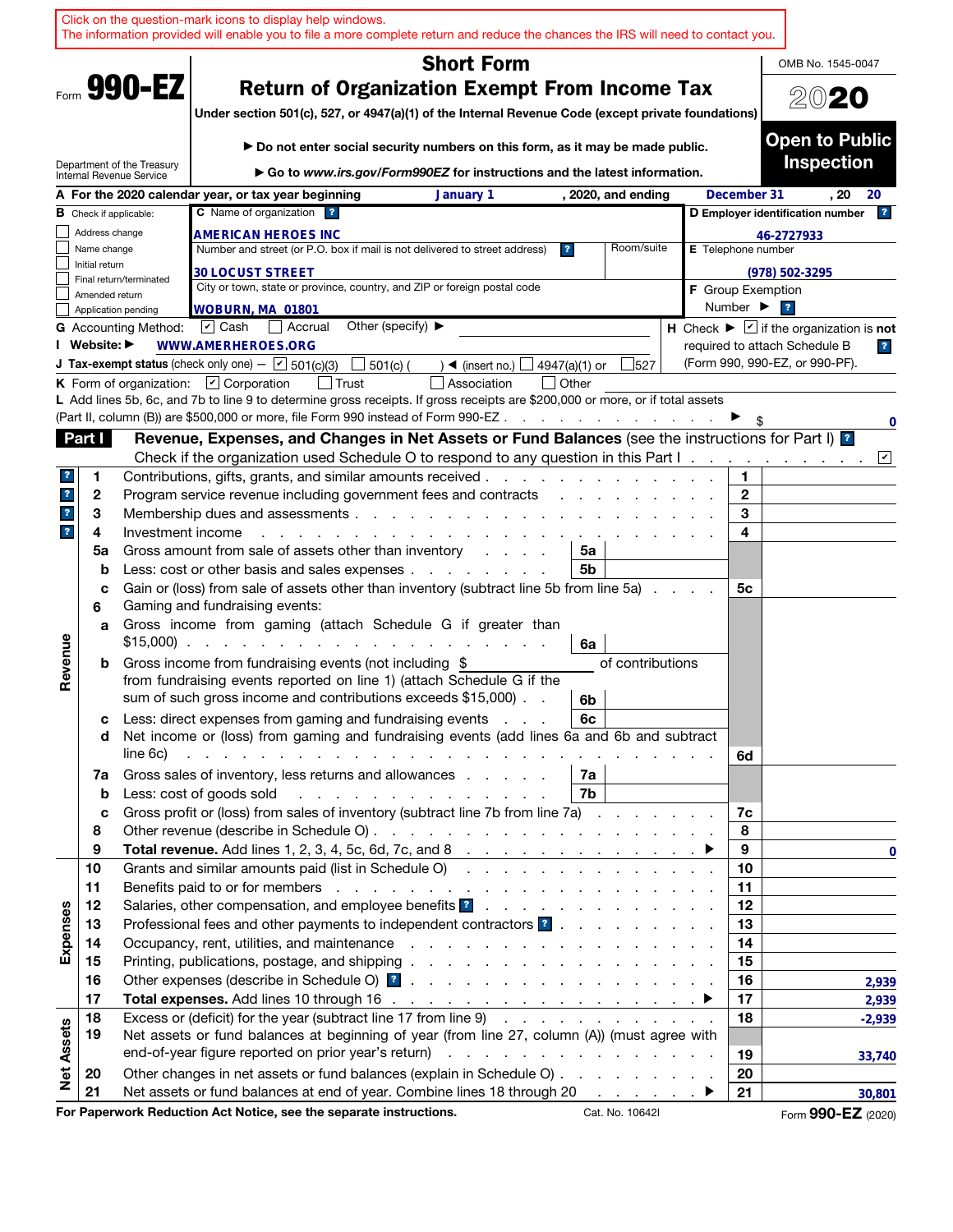Click on the question-mark icons to display help windows.
The information provided will enable you to file a more complete return and reduce the chances the IRS will need to contact you.

Form **990-EZ**

Department of the Treasury
Internal Revenue Service

# Short Form
# Return of Organization Exempt From Income Tax

**Under section 501(c), 527, or 4947(a)(1) of the Internal Revenue Code (except private foundations)**

▶ **Do not enter social security numbers on this form, as it may be made public.**

▶ **Go to *www.irs.gov/Form990EZ* for instructions and the latest information.**

OMB No. 1545-0047

**2020**

**Open to Public Inspection**

**A** For the 2020 calendar year, or tax year beginning **January 1**, 2020, and ending **December 31**, 20 **20**

**B** Check if applicable:
- ☐ Address change
- ☐ Name change
- ☐ Initial return
- ☐ Final return/terminated
- ☐ Amended return
- ☐ Application pending

**C** Name of organization: **AMERICAN HEROES INC**

Number and street (or P.O. box if mail is not delivered to street address): **30 LOCUST STREET** Room/suite:

City or town, state or province, country, and ZIP or foreign postal code: **WOBURN, MA 01801**

**D Employer identification number:** **46-2727933**

**E** Telephone number: **(978) 502-3295**

**F** Group Exemption Number ▶

**G** Accounting Method: ☑ Cash ☐ Accrual Other (specify) ▶

**I** Website: ▶ **WWW.AMERHEROES.ORG**

**J Tax-exempt status** (check only one) — ☑ 501(c)(3) ☐ 501(c) ( ) ◀ (insert no.) ☐ 4947(a)(1) or ☐ 527

**H** Check ▶ ☑ if the organization is **not** required to attach Schedule B (Form 990, 990-EZ, or 990-PF).

**K** Form of organization: ☑ Corporation ☐ Trust ☐ Association ☐ Other

**L** Add lines 5b, 6c, and 7b to line 9 to determine gross receipts. If gross receipts are $200,000 or more, or if total assets (Part II, column (B)) are $500,000 or more, file Form 990 instead of Form 990-EZ ▶ $ **0**

## Part I — Revenue, Expenses, and Changes in Net Assets or Fund Balances (see the instructions for Part I)

Check if the organization used Schedule O to respond to any question in this Part I ☑

| Section | Line | Description | Sub-line | Sub-amount | Line | Amount |
|---|---|---|---|---|---|---|
| Revenue | 1 | Contributions, gifts, grants, and similar amounts received | | | 1 | |
| | 2 | Program service revenue including government fees and contracts | | | 2 | |
| | 3 | Membership dues and assessments | | | 3 | |
| | 4 | Investment income | | | 4 | |
| | 5a | Gross amount from sale of assets other than inventory | 5a | | | |
| | b | Less: cost or other basis and sales expenses | 5b | | | |
| | c | Gain or (loss) from sale of assets other than inventory (subtract line 5b from line 5a) | | | 5c | |
| | 6 | Gaming and fundraising events: | | | | |
| | a | Gross income from gaming (attach Schedule G if greater than $15,000) | 6a | | | |
| | b | Gross income from fundraising events (not including $ _____ of contributions from fundraising events reported on line 1) (attach Schedule G if the sum of such gross income and contributions exceeds $15,000) | 6b | | | |
| | c | Less: direct expenses from gaming and fundraising events | 6c | | | |
| | d | Net income or (loss) from gaming and fundraising events (add lines 6a and 6b and subtract line 6c) | | | 6d | |
| | 7a | Gross sales of inventory, less returns and allowances | 7a | | | |
| | b | Less: cost of goods sold | 7b | | | |
| | c | Gross profit or (loss) from sales of inventory (subtract line 7b from line 7a) | | | 7c | |
| | 8 | Other revenue (describe in Schedule O) | | | 8 | |
| | 9 | **Total revenue.** Add lines 1, 2, 3, 4, 5c, 6d, 7c, and 8 ▶ | | | 9 | 0 |
| Expenses | 10 | Grants and similar amounts paid (list in Schedule O) | | | 10 | |
| | 11 | Benefits paid to or for members | | | 11 | |
| | 12 | Salaries, other compensation, and employee benefits | | | 12 | |
| | 13 | Professional fees and other payments to independent contractors | | | 13 | |
| | 14 | Occupancy, rent, utilities, and maintenance | | | 14 | |
| | 15 | Printing, publications, postage, and shipping | | | 15 | |
| | 16 | Other expenses (describe in Schedule O) | | | 16 | 2,939 |
| | 17 | **Total expenses.** Add lines 10 through 16 ▶ | | | 17 | 2,939 |
| Net Assets | 18 | Excess or (deficit) for the year (subtract line 17 from line 9) | | | 18 | -2,939 |
| | 19 | Net assets or fund balances at beginning of year (from line 27, column (A)) (must agree with end-of-year figure reported on prior year's return) | | | 19 | 33,740 |
| | 20 | Other changes in net assets or fund balances (explain in Schedule O) | | | 20 | |
| | 21 | Net assets or fund balances at end of year. Combine lines 18 through 20 ▶ | | | 21 | 30,801 |

**For Paperwork Reduction Act Notice, see the separate instructions.** Cat. No. 10642I Form **990-EZ** (2020)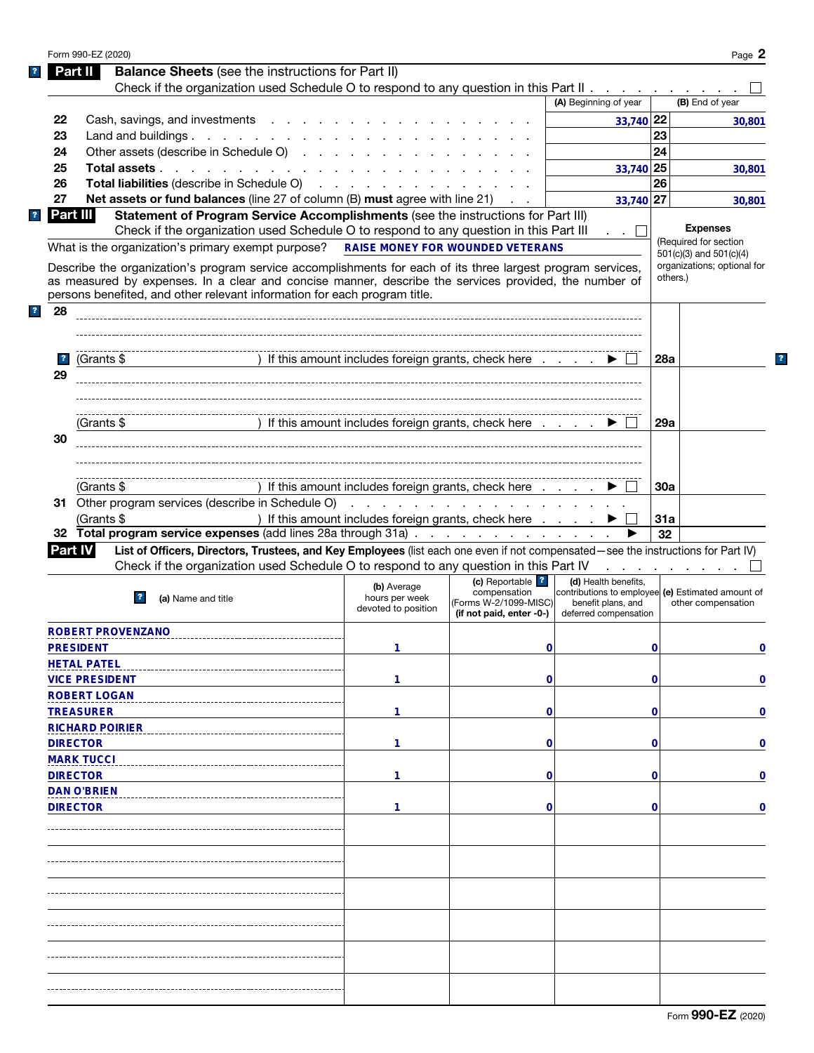Form 990-EZ (2020)

## Part II Balance Sheets (see the instructions for Part II)

Check if the organization used Schedule O to respond to any question in this Part II . . . . . . . . . . ☐

| | | (A) Beginning of year | | (B) End of year |
|---|---|---|---|---|
| 22 | Cash, savings, and investments | 33,740 | 22 | 30,801 |
| 23 | Land and buildings | | 23 | |
| 24 | Other assets (describe in Schedule O) | | 24 | |
| 25 | **Total assets** | 33,740 | 25 | 30,801 |
| 26 | **Total liabilities** (describe in Schedule O) | | 26 | |
| 27 | **Net assets or fund balances** (line 27 of column (B) **must** agree with line 21) | 33,740 | 27 | 30,801 |

## Part III Statement of Program Service Accomplishments (see the instructions for Part III)

Check if the organization used Schedule O to respond to any question in this Part III . . ☐

What is the organization's primary exempt purpose? RAISE MONEY FOR WOUNDED VETERANS

Describe the organization's program service accomplishments for each of its three largest program services, as measured by expenses. In a clear and concise manner, describe the services provided, the number of persons benefited, and other relevant information for each program title.

**Expenses** (Required for section 501(c)(3) and 501(c)(4) organizations; optional for others.)

| | | | |
|---|---|---|---|
| 28 | (Grants $ ) If this amount includes foreign grants, check here ▶ ☐ | 28a | |
| 29 | (Grants $ ) If this amount includes foreign grants, check here ▶ ☐ | 29a | |
| 30 | (Grants $ ) If this amount includes foreign grants, check here ▶ ☐ | 30a | |
| 31 | Other program services (describe in Schedule O) (Grants $ ) If this amount includes foreign grants, check here ▶ ☐ | 31a | |
| 32 | **Total program service expenses** (add lines 28a through 31a) ▶ | 32 | |

## Part IV List of Officers, Directors, Trustees, and Key Employees (list each one even if not compensated—see the instructions for Part IV)

Check if the organization used Schedule O to respond to any question in this Part IV . . . . . . . . ☐

| (a) Name and title | (b) Average hours per week devoted to position | (c) Reportable compensation (Forms W-2/1099-MISC) (if not paid, enter -0-) | (d) Health benefits, contributions to employee benefit plans, and deferred compensation | (e) Estimated amount of other compensation |
|---|---|---|---|---|
| ROBERT PROVENZANO PRESIDENT | 1 | 0 | 0 | 0 |
| HETAL PATEL VICE PRESIDENT | 1 | 0 | 0 | 0 |
| ROBERT LOGAN TREASURER | 1 | 0 | 0 | 0 |
| RICHARD POIRIER DIRECTOR | 1 | 0 | 0 | 0 |
| MARK TUCCI DIRECTOR | 1 | 0 | 0 | 0 |
| DAN O'BRIEN DIRECTOR | 1 | 0 | 0 | 0 |

Form **990-EZ** (2020)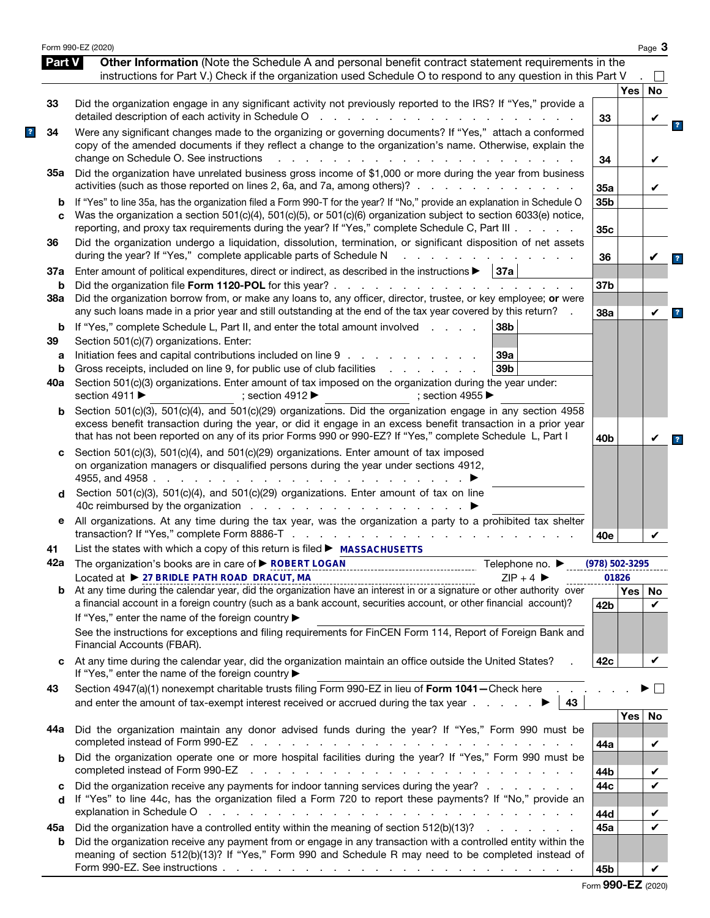Form 990-EZ (2020)

## Part V Other Information

(Note the Schedule A and personal benefit contract statement requirements in the instructions for Part V.) Check if the organization used Schedule O to respond to any question in this Part V . ☐

| | | Line | Yes | No |
|---|---|---|---|---|
| 33 | Did the organization engage in any significant activity not previously reported to the IRS? If "Yes," provide a detailed description of each activity in Schedule O | 33 | | ✔ |
| 34 | Were any significant changes made to the organizing or governing documents? If "Yes," attach a conformed copy of the amended documents if they reflect a change to the organization's name. Otherwise, explain the change on Schedule O. See instructions | 34 | | ✔ |
| 35a | Did the organization have unrelated business gross income of $1,000 or more during the year from business activities (such as those reported on lines 2, 6a, and 7a, among others)? | 35a | | ✔ |
| b | If "Yes" to line 35a, has the organization filed a Form 990-T for the year? If "No," provide an explanation in Schedule O | 35b | | |
| c | Was the organization a section 501(c)(4), 501(c)(5), or 501(c)(6) organization subject to section 6033(e) notice, reporting, and proxy tax requirements during the year? If "Yes," complete Schedule C, Part III | 35c | | |
| 36 | Did the organization undergo a liquidation, dissolution, termination, or significant disposition of net assets during the year? If "Yes," complete applicable parts of Schedule N | 36 | | ✔ |
| 37a | Enter amount of political expenditures, direct or indirect, as described in the instructions ▶ 37a | | | |
| b | Did the organization file **Form 1120-POL** for this year? | 37b | | |
| 38a | Did the organization borrow from, or make any loans to, any officer, director, trustee, or key employee; **or** were any such loans made in a prior year and still outstanding at the end of the tax year covered by this return? | 38a | | ✔ |
| b | If "Yes," complete Schedule L, Part II, and enter the total amount involved 38b | | | |
| 39 | Section 501(c)(7) organizations. Enter: | | | |
| a | Initiation fees and capital contributions included on line 9 39a | | | |
| b | Gross receipts, included on line 9, for public use of club facilities 39b | | | |
| 40a | Section 501(c)(3) organizations. Enter amount of tax imposed on the organization during the year under: section 4911 ▶ ; section 4912 ▶ ; section 4955 ▶ | | | |
| b | Section 501(c)(3), 501(c)(4), and 501(c)(29) organizations. Did the organization engage in any section 4958 excess benefit transaction during the year, or did it engage in an excess benefit transaction in a prior year that has not been reported on any of its prior Forms 990 or 990-EZ? If "Yes," complete Schedule L, Part I | 40b | | ✔ |
| c | Section 501(c)(3), 501(c)(4), and 501(c)(29) organizations. Enter amount of tax imposed on organization managers or disqualified persons during the year under sections 4912, 4955, and 4958 ▶ | | | |
| d | Section 501(c)(3), 501(c)(4), and 501(c)(29) organizations. Enter amount of tax on line 40c reimbursed by the organization ▶ | | | |
| e | All organizations. At any time during the tax year, was the organization a party to a prohibited tax shelter transaction? If "Yes," complete Form 8886-T | 40e | | ✔ |

41 List the states with which a copy of this return is filed ▶ MASSACHUSETTS

42a The organization's books are in care of ▶ ROBERT LOGAN Telephone no. ▶ (978) 502-3295

Located at ▶ 27 BRIDLE PATH ROAD DRACUT, MA ZIP + 4 ▶ 01826

| | | Line | Yes | No |
|---|---|---|---|---|
| b | At any time during the calendar year, did the organization have an interest in or a signature or other authority over a financial account in a foreign country (such as a bank account, securities account, or other financial account)? If "Yes," enter the name of the foreign country ▶ See the instructions for exceptions and filing requirements for FinCEN Form 114, Report of Foreign Bank and Financial Accounts (FBAR). | 42b | | ✔ |
| c | At any time during the calendar year, did the organization maintain an office outside the United States? If "Yes," enter the name of the foreign country ▶ | 42c | | ✔ |

43 Section 4947(a)(1) nonexempt charitable trusts filing Form 990-EZ in lieu of **Form 1041**—Check here ▶ ☐ and enter the amount of tax-exempt interest received or accrued during the tax year ▶ 43

| | | Line | Yes | No |
|---|---|---|---|---|
| 44a | Did the organization maintain any donor advised funds during the year? If "Yes," Form 990 must be completed instead of Form 990-EZ | 44a | | ✔ |
| b | Did the organization operate one or more hospital facilities during the year? If "Yes," Form 990 must be completed instead of Form 990-EZ | 44b | | ✔ |
| c | Did the organization receive any payments for indoor tanning services during the year? | 44c | | ✔ |
| d | If "Yes" to line 44c, has the organization filed a Form 720 to report these payments? If "No," provide an explanation in Schedule O | 44d | | ✔ |
| 45a | Did the organization have a controlled entity within the meaning of section 512(b)(13)? | 45a | | ✔ |
| b | Did the organization receive any payment from or engage in any transaction with a controlled entity within the meaning of section 512(b)(13)? If "Yes," Form 990 and Schedule R may need to be completed instead of Form 990-EZ. See instructions | 45b | | ✔ |

Form **990-EZ** (2020)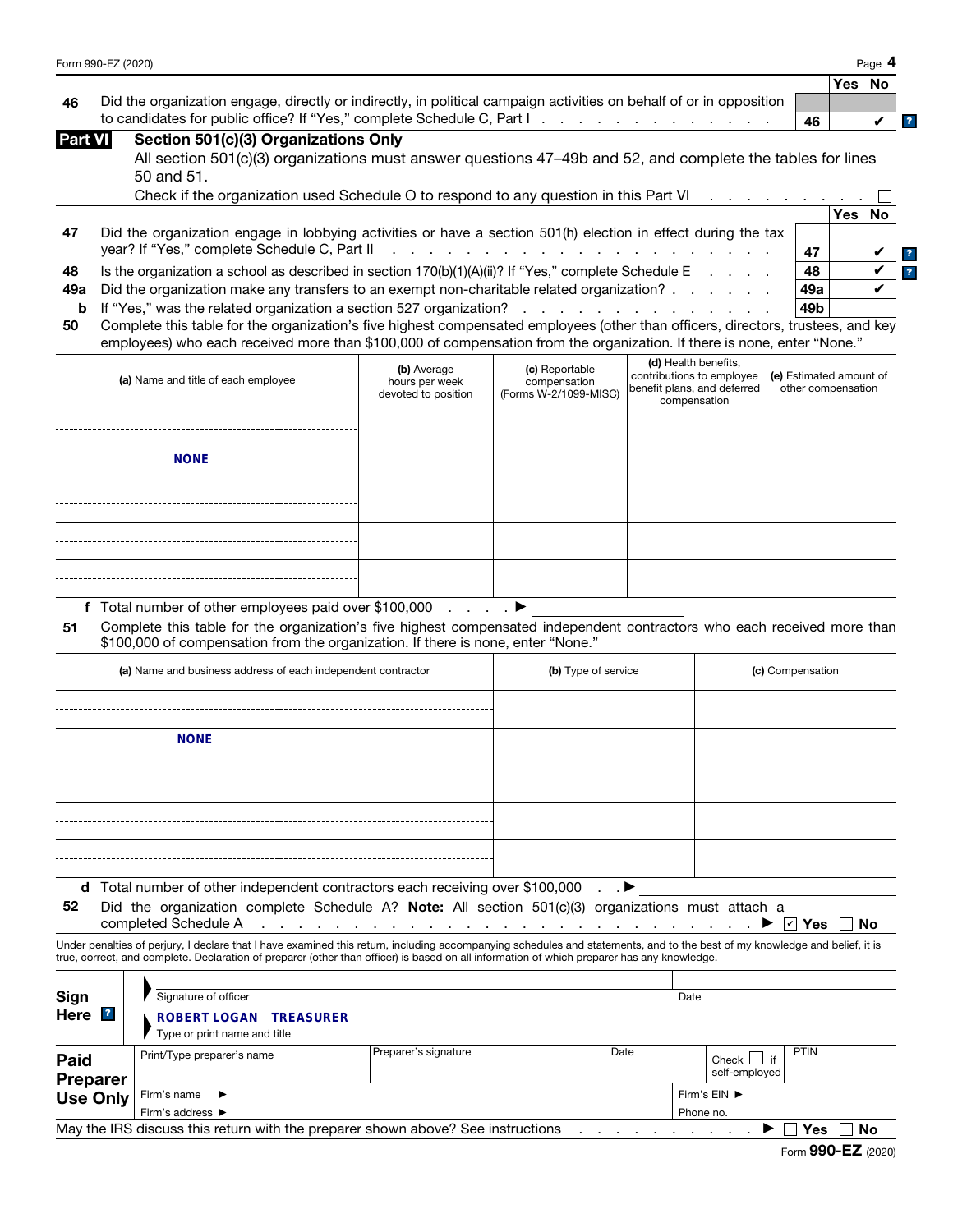Form 990-EZ (2020)

| | | | Yes | No |
|---|---|---|---|---|
| 46 | Did the organization engage, directly or indirectly, in political campaign activities on behalf of or in opposition to candidates for public office? If "Yes," complete Schedule C, Part I | 46 | | ✔ |

## Part VI Section 501(c)(3) Organizations Only

All section 501(c)(3) organizations must answer questions 47–49b and 52, and complete the tables for lines 50 and 51.

Check if the organization used Schedule O to respond to any question in this Part VI ☐

| | | | Yes | No |
|---|---|---|---|---|
| 47 | Did the organization engage in lobbying activities or have a section 501(h) election in effect during the tax year? If "Yes," complete Schedule C, Part II | 47 | | ✔ |
| 48 | Is the organization a school as described in section 170(b)(1)(A)(ii)? If "Yes," complete Schedule E | 48 | | ✔ |
| 49a | Did the organization make any transfers to an exempt non-charitable related organization? | 49a | | ✔ |
| b | If "Yes," was the related organization a section 527 organization? | 49b | | |

**50** Complete this table for the organization's five highest compensated employees (other than officers, directors, trustees, and key employees) who each received more than $100,000 of compensation from the organization. If there is none, enter "None."

| (a) Name and title of each employee | (b) Average hours per week devoted to position | (c) Reportable compensation (Forms W-2/1099-MISC) | (d) Health benefits, contributions to employee benefit plans, and deferred compensation | (e) Estimated amount of other compensation |
|---|---|---|---|---|
| | | | | |
| NONE | | | | |
| | | | | |
| | | | | |
| | | | | |

**f** Total number of other employees paid over $100,000 ▶

**51** Complete this table for the organization's five highest compensated independent contractors who each received more than $100,000 of compensation from the organization. If there is none, enter "None."

| (a) Name and business address of each independent contractor | (b) Type of service | (c) Compensation |
|---|---|---|
| | | |
| NONE | | |
| | | |
| | | |
| | | |

**d** Total number of other independent contractors each receiving over $100,000 ▶

**52** Did the organization complete Schedule A? **Note:** All section 501(c)(3) organizations must attach a completed Schedule A ▶ ☑ Yes ☐ No

Under penalties of perjury, I declare that I have examined this return, including accompanying schedules and statements, and to the best of my knowledge and belief, it is true, correct, and complete. Declaration of preparer (other than officer) is based on all information of which preparer has any knowledge.

**Sign Here**

Signature of officer | Date

ROBERT LOGAN TREASURER

Type or print name and title

| **Paid Preparer Use Only** | | | | |
|---|---|---|---|---|
| Print/Type preparer's name | Preparer's signature | Date | Check ☐ if self-employed | PTIN |
| Firm's name ▶ | | | Firm's EIN ▶ | |
| Firm's address ▶ | | | Phone no. | |

May the IRS discuss this return with the preparer shown above? See instructions ▶ ☐ Yes ☐ No

Form **990-EZ** (2020)